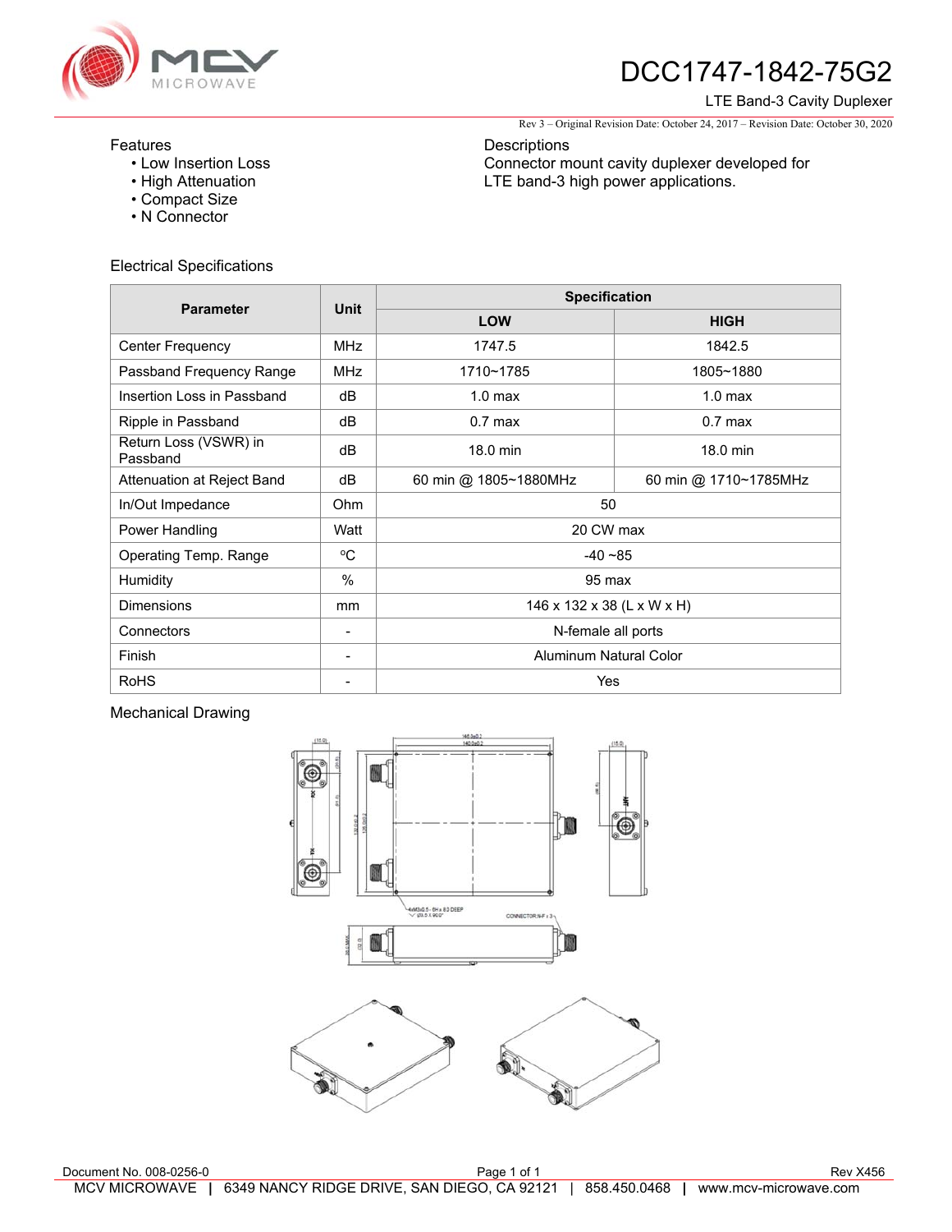# DCC1747-1842-75G2

LTE Band-3 Cavity Duplexer

Rev 3 – Original Revision Date: October 24, 2017 – Revision Date: October 30, 2020

## Features

- Low Insertion Loss
- High Attenuation
- Compact Size
- N Connector

## Descriptions

Connector mount cavity duplexer developed for LTE band-3 high power applications.

## Electrical Specifications

| Parameter | Unit | Specification | |
|---|---|---|---|
| | | LOW | HIGH |
| Center Frequency | MHz | 1747.5 | 1842.5 |
| Passband Frequency Range | MHz | 1710~1785 | 1805~1880 |
| Insertion Loss in Passband | dB | 1.0 max | 1.0 max |
| Ripple in Passband | dB | 0.7 max | 0.7 max |
| Return Loss (VSWR) in Passband | dB | 18.0 min | 18.0 min |
| Attenuation at Reject Band | dB | 60 min @ 1805~1880MHz | 60 min @ 1710~1785MHz |
| In/Out Impedance | Ohm | 50 | |
| Power Handling | Watt | 20 CW max | |
| Operating Temp. Range | ºC | -40 ~85 | |
| Humidity | % | 95 max | |
| Dimensions | mm | 146 x 132 x 38 (L x W x H) | |
| Connectors | - | N-female all ports | |
| Finish | - | Aluminum Natural Color | |
| RoHS | - | Yes | |

## Mechanical Drawing

Document No. 008-0256-0

Rev X456

MCV MICROWAVE | 6349 NANCY RIDGE DRIVE, SAN DIEGO, CA 92121 | 858.450.0468 | www.mcv-microwave.com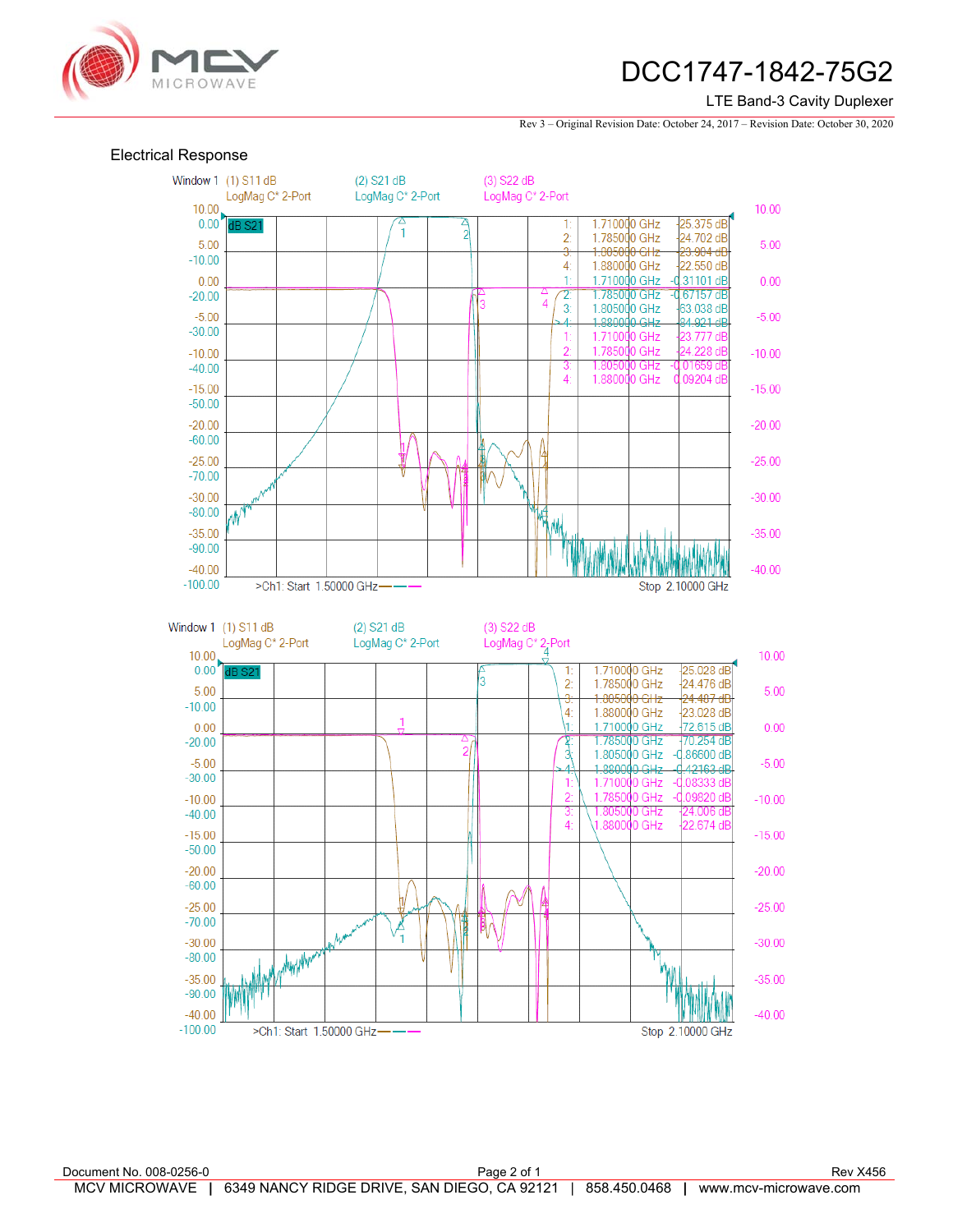## Electrical Response

Window 1
(1) S11 dB LogMag C* 2-Port
(2) S21 dB LogMag C* 2-Port
(3) S22 dB LogMag C* 2-Port

dB S21

1: 1.710000 GHz -25.375 dB
2: 1.785000 GHz -24.702 dB
3: 1.805000 GHz -23.904 dB
4: 1.880000 GHz -22.550 dB
1: 1.710000 GHz -0.31101 dB
2: 1.785000 GHz -0.67157 dB
3: 1.805000 GHz -63.038 dB
4: 1.880000 GHz -84.921 dB
1: 1.710000 GHz -23.777 dB
2: 1.785000 GHz -24.228 dB
3: 1.805000 GHz -0.01659 dB
4: 1.880000 GHz 0.09204 dB

10.00 0.00 5.00 -10.00 0.00 -20.00 -5.00 -30.00 -10.00 -40.00 -15.00 -50.00 -20.00 -60.00 -25.00 -70.00 -30.00 -80.00 -35.00 -90.00 -40.00 -100.00

10.00 5.00 0.00 -5.00 -10.00 -15.00 -20.00 -25.00 -30.00 -35.00 -40.00

>Ch1: Start 1.50000 GHz
Stop 2.10000 GHz

Window 1
(1) S11 dB LogMag C* 2-Port
(2) S21 dB LogMag C* 2-Port
(3) S22 dB LogMag C* 2-Port

dB S21

1: 1.710000 GHz -25.028 dB
2: 1.785000 GHz -24.476 dB
3: 1.805000 GHz -24.407 dB
4: 1.880000 GHz -23.028 dB
1: 1.710000 GHz -72.615 dB
2: 1.785000 GHz -70.254 dB
3: 1.805000 GHz -0.86600 dB
4: 1.880000 GHz -0.42163 dB
1: 1.710000 GHz -0.08333 dB
2: 1.785000 GHz -0.09820 dB
3: 1.805000 GHz -24.006 dB
4: 1.880000 GHz -22.674 dB

10.00 0.00 5.00 -10.00 0.00 -20.00 -5.00 -30.00 -10.00 -40.00 -15.00 -50.00 -20.00 -60.00 -25.00 -70.00 -30.00 -80.00 -35.00 -90.00 -40.00 -100.00

10.00 5.00 0.00 -5.00 -10.00 -15.00 -20.00 -25.00 -30.00 -35.00 -40.00

>Ch1: Start 1.50000 GHz
Stop 2.10000 GHz